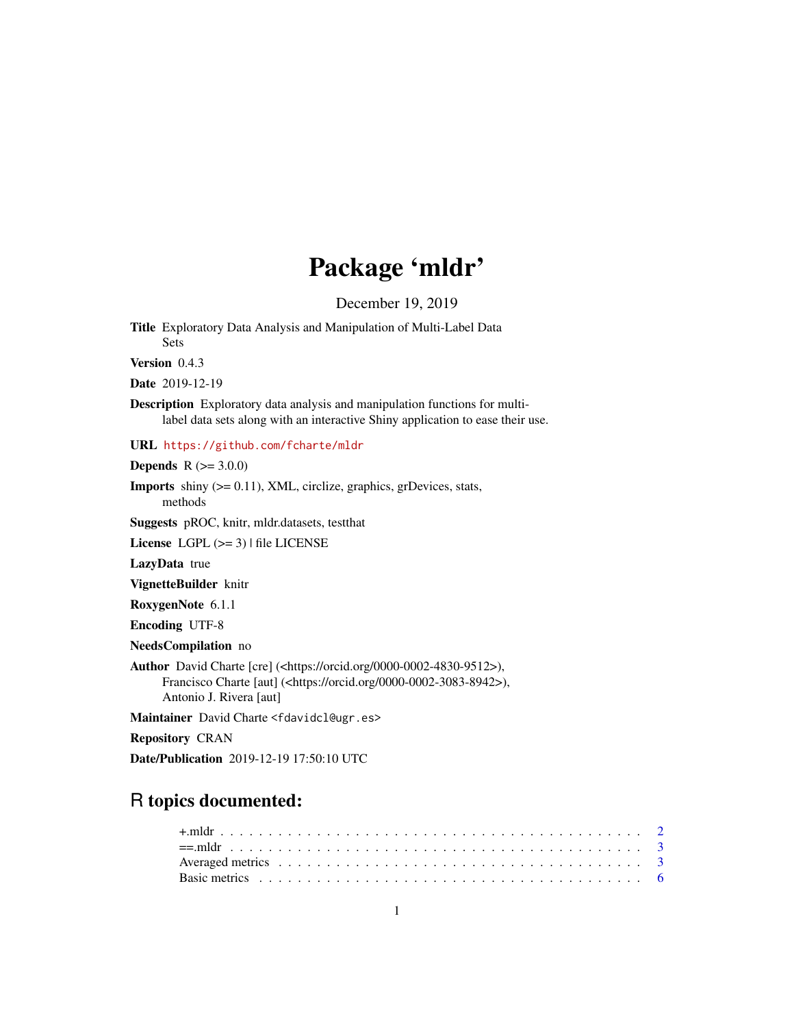# Package 'mldr'

December 19, 2019

**Title** Exploratory Data Analysis and Manipulation of Multi-Label Data Sets

**Version** 0.4.3

**Date** 2019-12-19

**Description** Exploratory data analysis and manipulation functions for multi-label data sets along with an interactive Shiny application to ease their use.

**URL** https://github.com/fcharte/mldr

**Depends** R (>= 3.0.0)

**Imports** shiny (>= 0.11), XML, circlize, graphics, grDevices, stats, methods

**Suggests** pROC, knitr, mldr.datasets, testthat

**License** LGPL (>= 3) | file LICENSE

**LazyData** true

**VignetteBuilder** knitr

**RoxygenNote** 6.1.1

**Encoding** UTF-8

**NeedsCompilation** no

**Author** David Charte [cre] (<https://orcid.org/0000-0002-4830-9512>), Francisco Charte [aut] (<https://orcid.org/0000-0002-3083-8942>), Antonio J. Rivera [aut]

**Maintainer** David Charte <fdavidcl@ugr.es>

**Repository** CRAN

**Date/Publication** 2019-12-19 17:50:10 UTC

## R topics documented:

+.mldr . . . . . . . . . . . . . . . . . . . . . . . . . . . . . . . . . . . . . . . . . . 2
==.mldr . . . . . . . . . . . . . . . . . . . . . . . . . . . . . . . . . . . . . . . . . 3
Averaged metrics . . . . . . . . . . . . . . . . . . . . . . . . . . . . . . . . . . . . 3
Basic metrics . . . . . . . . . . . . . . . . . . . . . . . . . . . . . . . . . . . . . . 6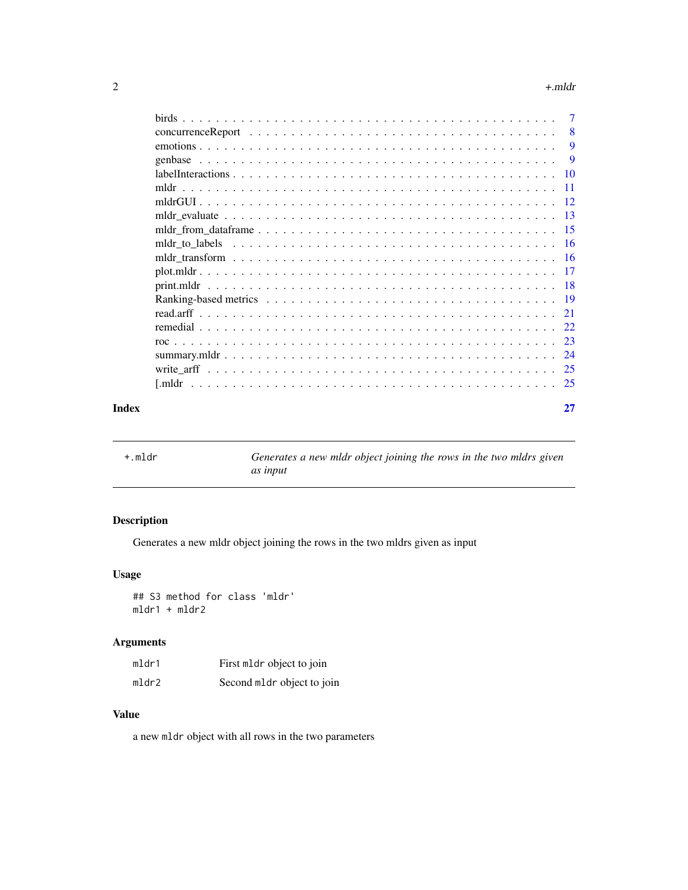birds . . . . . . . . . . . . . . . . . . . . . . . . . . . . . . . . . . . . . . . . . 7
concurrenceReport . . . . . . . . . . . . . . . . . . . . . . . . . . . . . . . . . . . 8
emotions . . . . . . . . . . . . . . . . . . . . . . . . . . . . . . . . . . . . . . . 9
genbase . . . . . . . . . . . . . . . . . . . . . . . . . . . . . . . . . . . . . . . . 9
labelInteractions . . . . . . . . . . . . . . . . . . . . . . . . . . . . . . . . . . 10
mldr . . . . . . . . . . . . . . . . . . . . . . . . . . . . . . . . . . . . . . . . . 11
mldrGUI . . . . . . . . . . . . . . . . . . . . . . . . . . . . . . . . . . . . . . . 12
mldr_evaluate . . . . . . . . . . . . . . . . . . . . . . . . . . . . . . . . . . . . 13
mldr_from_dataframe . . . . . . . . . . . . . . . . . . . . . . . . . . . . . . . . 15
mldr_to_labels . . . . . . . . . . . . . . . . . . . . . . . . . . . . . . . . . . . 16
mldr_transform . . . . . . . . . . . . . . . . . . . . . . . . . . . . . . . . . . . 16
plot.mldr . . . . . . . . . . . . . . . . . . . . . . . . . . . . . . . . . . . . . . 17
print.mldr . . . . . . . . . . . . . . . . . . . . . . . . . . . . . . . . . . . . . 18
Ranking-based metrics . . . . . . . . . . . . . . . . . . . . . . . . . . . . . . . 19
read.arff . . . . . . . . . . . . . . . . . . . . . . . . . . . . . . . . . . . . . . 21
remedial . . . . . . . . . . . . . . . . . . . . . . . . . . . . . . . . . . . . . . 22
roc . . . . . . . . . . . . . . . . . . . . . . . . . . . . . . . . . . . . . . . . . 23
summary.mldr . . . . . . . . . . . . . . . . . . . . . . . . . . . . . . . . . . . . 24
write_arff . . . . . . . . . . . . . . . . . . . . . . . . . . . . . . . . . . . . . . 25
[.mldr . . . . . . . . . . . . . . . . . . . . . . . . . . . . . . . . . . . . . . . 25

**Index** **27**

---

## +.mldr — *Generates a new mldr object joining the rows in the two mldrs given as input*

---

### Description

Generates a new mldr object joining the rows in the two mldrs given as input

### Usage

```
## S3 method for class 'mldr'
mldr1 + mldr2
```

### Arguments

| | |
|---|---|
| mldr1 | First mldr object to join |
| mldr2 | Second mldr object to join |

### Value

a new mldr object with all rows in the two parameters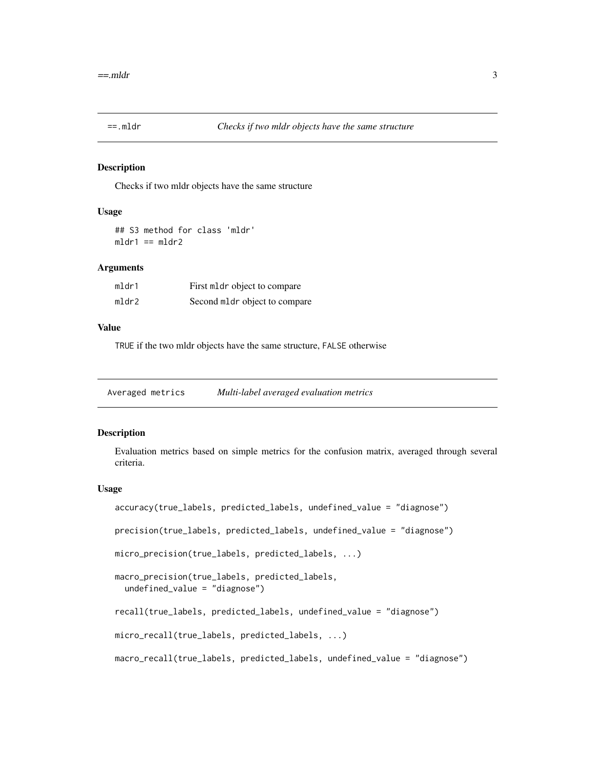## ==.mldr *Checks if two mldr objects have the same structure*

### Description

Checks if two mldr objects have the same structure

### Usage

```
## S3 method for class 'mldr'
mldr1 == mldr2
```

### Arguments

| | |
|---|---|
| mldr1 | First mldr object to compare |
| mldr2 | Second mldr object to compare |

### Value

TRUE if the two mldr objects have the same structure, FALSE otherwise

## Averaged metrics *Multi-label averaged evaluation metrics*

### Description

Evaluation metrics based on simple metrics for the confusion matrix, averaged through several criteria.

### Usage

```
accuracy(true_labels, predicted_labels, undefined_value = "diagnose")

precision(true_labels, predicted_labels, undefined_value = "diagnose")

micro_precision(true_labels, predicted_labels, ...)

macro_precision(true_labels, predicted_labels,
  undefined_value = "diagnose")

recall(true_labels, predicted_labels, undefined_value = "diagnose")

micro_recall(true_labels, predicted_labels, ...)

macro_recall(true_labels, predicted_labels, undefined_value = "diagnose")
```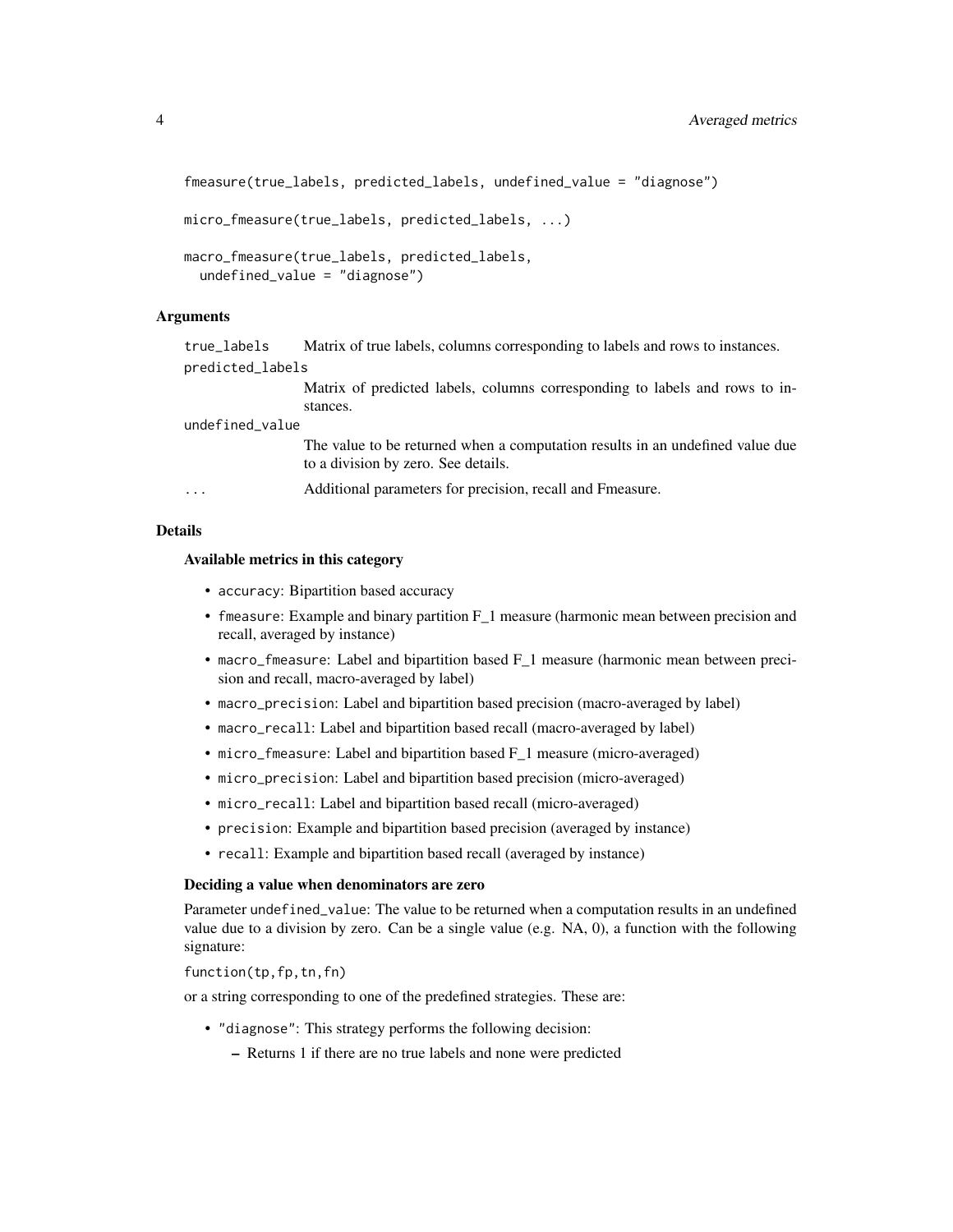```
fmeasure(true_labels, predicted_labels, undefined_value = "diagnose")

micro_fmeasure(true_labels, predicted_labels, ...)

macro_fmeasure(true_labels, predicted_labels,
  undefined_value = "diagnose")
```

## Arguments

- `true_labels`: Matrix of true labels, columns corresponding to labels and rows to instances.
- `predicted_labels`: Matrix of predicted labels, columns corresponding to labels and rows to instances.
- `undefined_value`: The value to be returned when a computation results in an undefined value due to a division by zero. See details.
- `...`: Additional parameters for precision, recall and Fmeasure.

## Details

### Available metrics in this category

- `accuracy`: Bipartition based accuracy
- `fmeasure`: Example and binary partition F_1 measure (harmonic mean between precision and recall, averaged by instance)
- `macro_fmeasure`: Label and bipartition based F_1 measure (harmonic mean between precision and recall, macro-averaged by label)
- `macro_precision`: Label and bipartition based precision (macro-averaged by label)
- `macro_recall`: Label and bipartition based recall (macro-averaged by label)
- `micro_fmeasure`: Label and bipartition based F_1 measure (micro-averaged)
- `micro_precision`: Label and bipartition based precision (micro-averaged)
- `micro_recall`: Label and bipartition based recall (micro-averaged)
- `precision`: Example and bipartition based precision (averaged by instance)
- `recall`: Example and bipartition based recall (averaged by instance)

### Deciding a value when denominators are zero

Parameter `undefined_value`: The value to be returned when a computation results in an undefined value due to a division by zero. Can be a single value (e.g. NA, 0), a function with the following signature:

`function(tp,fp,tn,fn)`

or a string corresponding to one of the predefined strategies. These are:

- `"diagnose"`: This strategy performs the following decision:
  - Returns 1 if there are no true labels and none were predicted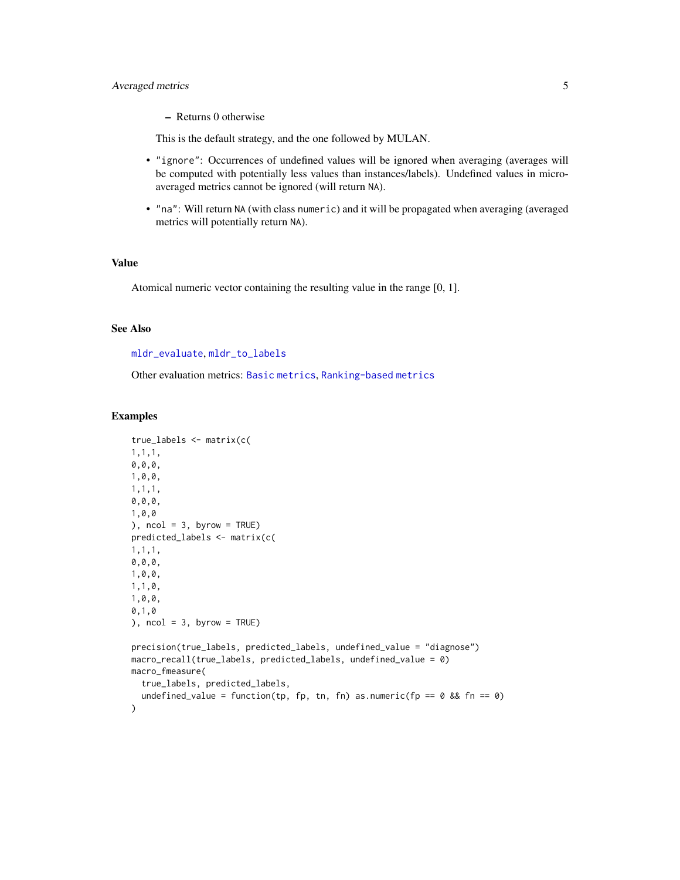- Returns 0 otherwise

  This is the default strategy, and the one followed by MULAN.

- "ignore": Occurrences of undefined values will be ignored when averaging (averages will be computed with potentially less values than instances/labels). Undefined values in micro-averaged metrics cannot be ignored (will return NA).
- "na": Will return NA (with class numeric) and it will be propagated when averaging (averaged metrics will potentially return NA).

## Value

Atomical numeric vector containing the resulting value in the range [0, 1].

## See Also

mldr_evaluate, mldr_to_labels

Other evaluation metrics: Basic metrics, Ranking-based metrics

## Examples

```
true_labels <- matrix(c(
1,1,1,
0,0,0,
1,0,0,
1,1,1,
0,0,0,
1,0,0
), ncol = 3, byrow = TRUE)
predicted_labels <- matrix(c(
1,1,1,
0,0,0,
1,0,0,
1,1,0,
1,0,0,
0,1,0
), ncol = 3, byrow = TRUE)

precision(true_labels, predicted_labels, undefined_value = "diagnose")
macro_recall(true_labels, predicted_labels, undefined_value = 0)
macro_fmeasure(
  true_labels, predicted_labels,
  undefined_value = function(tp, fp, tn, fn) as.numeric(fp == 0 && fn == 0)
)
```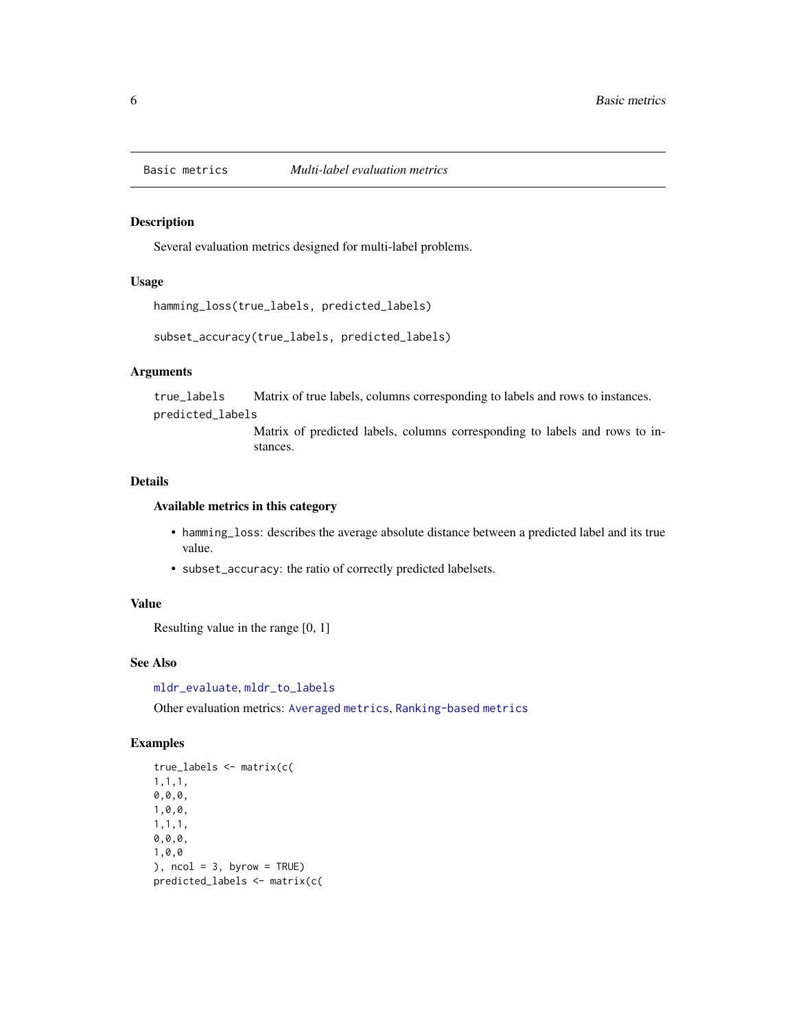## Basic metrics — *Multi-label evaluation metrics*

### Description

Several evaluation metrics designed for multi-label problems.

### Usage

```
hamming_loss(true_labels, predicted_labels)

subset_accuracy(true_labels, predicted_labels)
```

### Arguments

| | |
|---|---|
| `true_labels` | Matrix of true labels, columns corresponding to labels and rows to instances. |
| `predicted_labels` | Matrix of predicted labels, columns corresponding to labels and rows to instances. |

### Details

**Available metrics in this category**

- `hamming_loss`: describes the average absolute distance between a predicted label and its true value.
- `subset_accuracy`: the ratio of correctly predicted labelsets.

### Value

Resulting value in the range [0, 1]

### See Also

`mldr_evaluate`, `mldr_to_labels`

Other evaluation metrics: `Averaged metrics`, `Ranking-based metrics`

### Examples

```
true_labels <- matrix(c(
1,1,1,
0,0,0,
1,0,0,
1,1,1,
0,0,0,
1,0,0
), ncol = 3, byrow = TRUE)
predicted_labels <- matrix(c(
```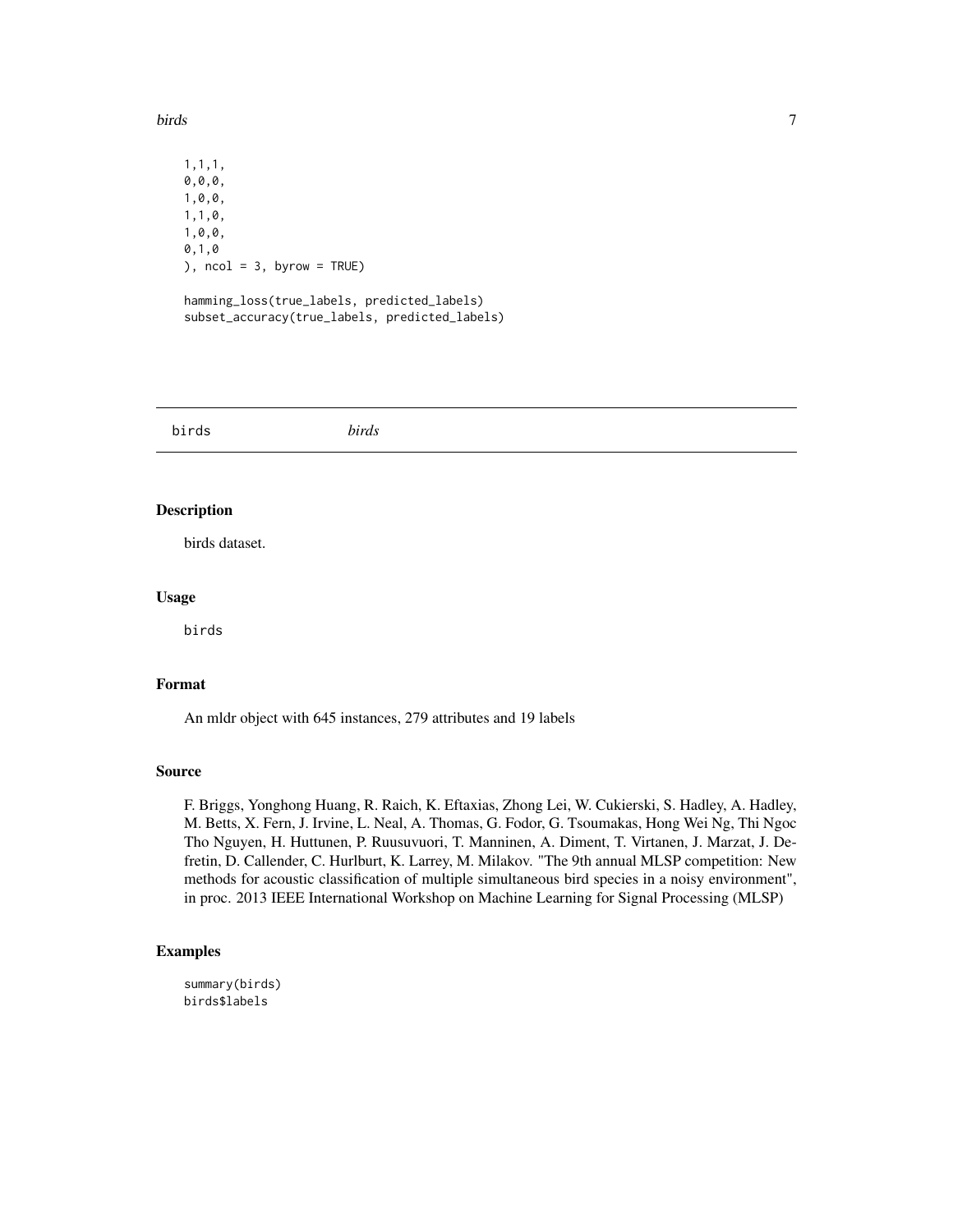```
1,1,1,
0,0,0,
1,0,0,
1,1,0,
1,0,0,
0,1,0
), ncol = 3, byrow = TRUE)

hamming_loss(true_labels, predicted_labels)
subset_accuracy(true_labels, predicted_labels)
```

## birds *birds*

### Description

birds dataset.

### Usage

```
birds
```

### Format

An mldr object with 645 instances, 279 attributes and 19 labels

### Source

F. Briggs, Yonghong Huang, R. Raich, K. Eftaxias, Zhong Lei, W. Cukierski, S. Hadley, A. Hadley, M. Betts, X. Fern, J. Irvine, L. Neal, A. Thomas, G. Fodor, G. Tsoumakas, Hong Wei Ng, Thi Ngoc Tho Nguyen, H. Huttunen, P. Ruusuvuori, T. Manninen, A. Diment, T. Virtanen, J. Marzat, J. Defretin, D. Callender, C. Hurlburt, K. Larrey, M. Milakov. "The 9th annual MLSP competition: New methods for acoustic classification of multiple simultaneous bird species in a noisy environment", in proc. 2013 IEEE International Workshop on Machine Learning for Signal Processing (MLSP)

### Examples

```
summary(birds)
birds$labels
```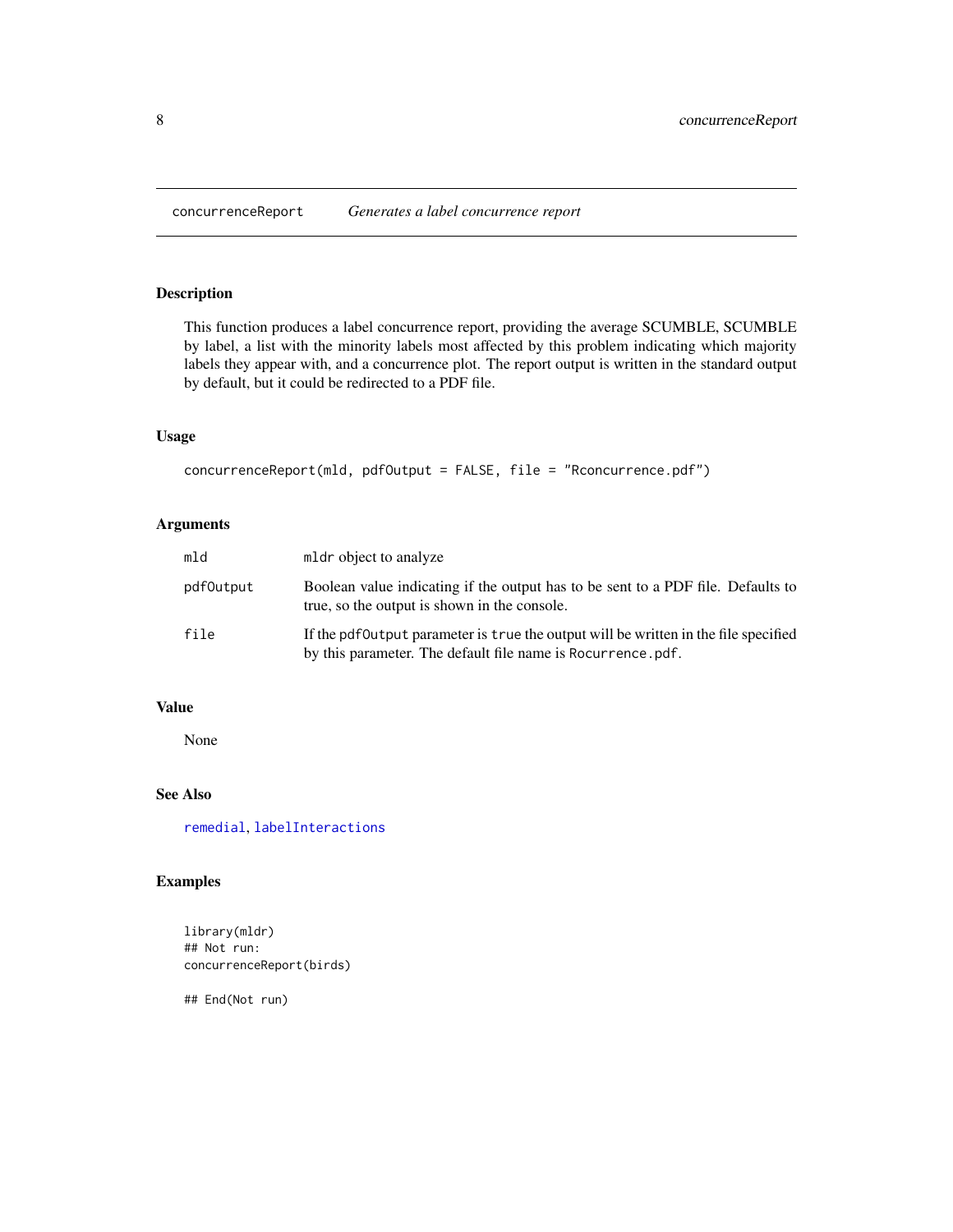## concurrenceReport — *Generates a label concurrence report*

### Description

This function produces a label concurrence report, providing the average SCUMBLE, SCUMBLE by label, a list with the minority labels most affected by this problem indicating which majority labels they appear with, and a concurrence plot. The report output is written in the standard output by default, but it could be redirected to a PDF file.

### Usage

```
concurrenceReport(mld, pdfOutput = FALSE, file = "Rconcurrence.pdf")
```

### Arguments

| | |
|---|---|
| `mld` | `mldr` object to analyze |
| `pdfOutput` | Boolean value indicating if the output has to be sent to a PDF file. Defaults to true, so the output is shown in the console. |
| `file` | If the `pdfOutput` parameter is `true` the output will be written in the file specified by this parameter. The default file name is `Rocurrence.pdf`. |

### Value

None

### See Also

`remedial`, `labelInteractions`

### Examples

```
library(mldr)
## Not run:
concurrenceReport(birds)

## End(Not run)
```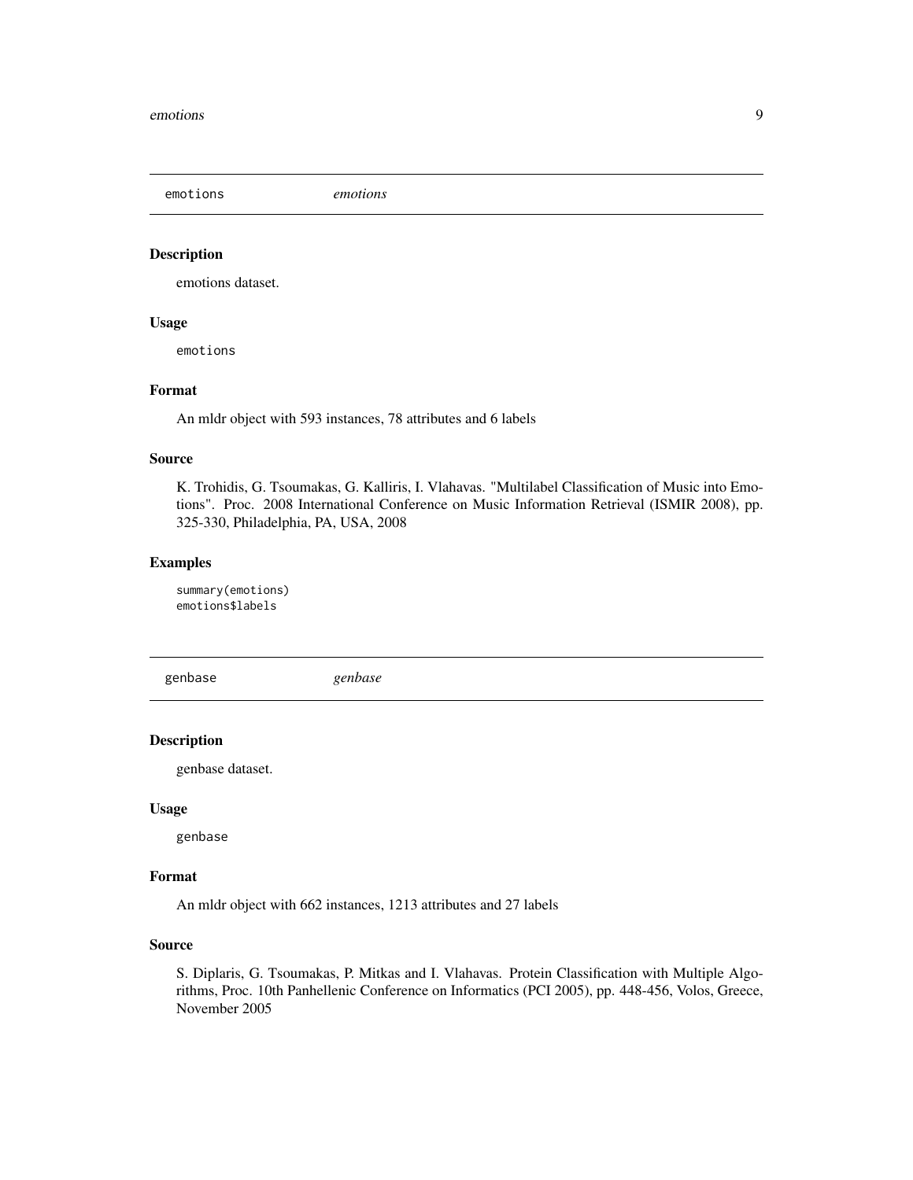## emotions *emotions*

### Description

emotions dataset.

### Usage

```
emotions
```

### Format

An mldr object with 593 instances, 78 attributes and 6 labels

### Source

K. Trohidis, G. Tsoumakas, G. Kalliris, I. Vlahavas. "Multilabel Classification of Music into Emotions". Proc. 2008 International Conference on Music Information Retrieval (ISMIR 2008), pp. 325-330, Philadelphia, PA, USA, 2008

### Examples

```
summary(emotions)
emotions$labels
```

## genbase *genbase*

### Description

genbase dataset.

### Usage

```
genbase
```

### Format

An mldr object with 662 instances, 1213 attributes and 27 labels

### Source

S. Diplaris, G. Tsoumakas, P. Mitkas and I. Vlahavas. Protein Classification with Multiple Algorithms, Proc. 10th Panhellenic Conference on Informatics (PCI 2005), pp. 448-456, Volos, Greece, November 2005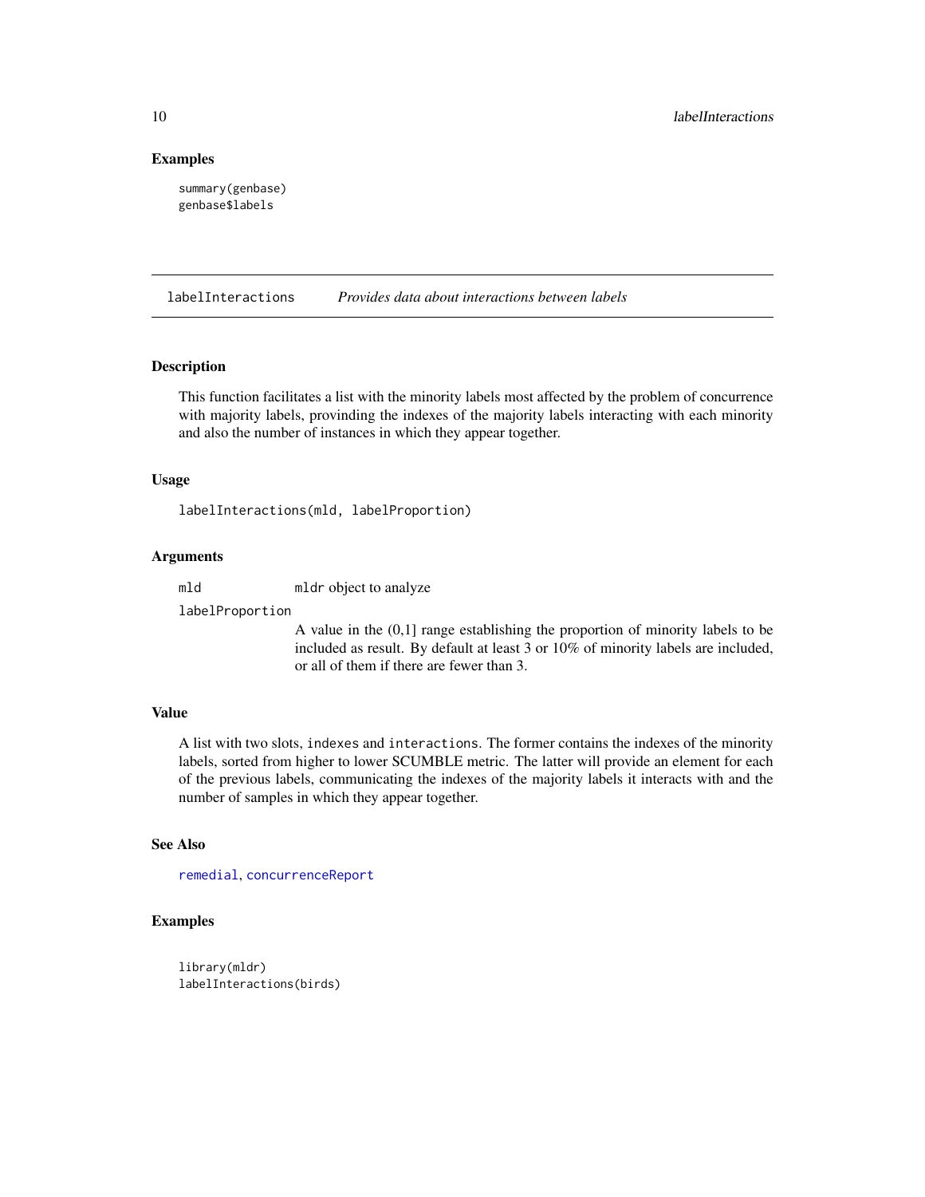## Examples

```
summary(genbase)
genbase$labels
```

---

# labelInteractions *Provides data about interactions between labels*

## Description

This function facilitates a list with the minority labels most affected by the problem of concurrence with majority labels, provinding the indexes of the majority labels interacting with each minority and also the number of instances in which they appear together.

## Usage

```
labelInteractions(mld, labelProportion)
```

## Arguments

`mld` `mldr` object to analyze

`labelProportion` A value in the (0,1] range establishing the proportion of minority labels to be included as result. By default at least 3 or 10% of minority labels are included, or all of them if there are fewer than 3.

## Value

A list with two slots, `indexes` and `interactions`. The former contains the indexes of the minority labels, sorted from higher to lower SCUMBLE metric. The latter will provide an element for each of the previous labels, communicating the indexes of the majority labels it interacts with and the number of samples in which they appear together.

## See Also

`remedial`, `concurrenceReport`

## Examples

```
library(mldr)
labelInteractions(birds)
```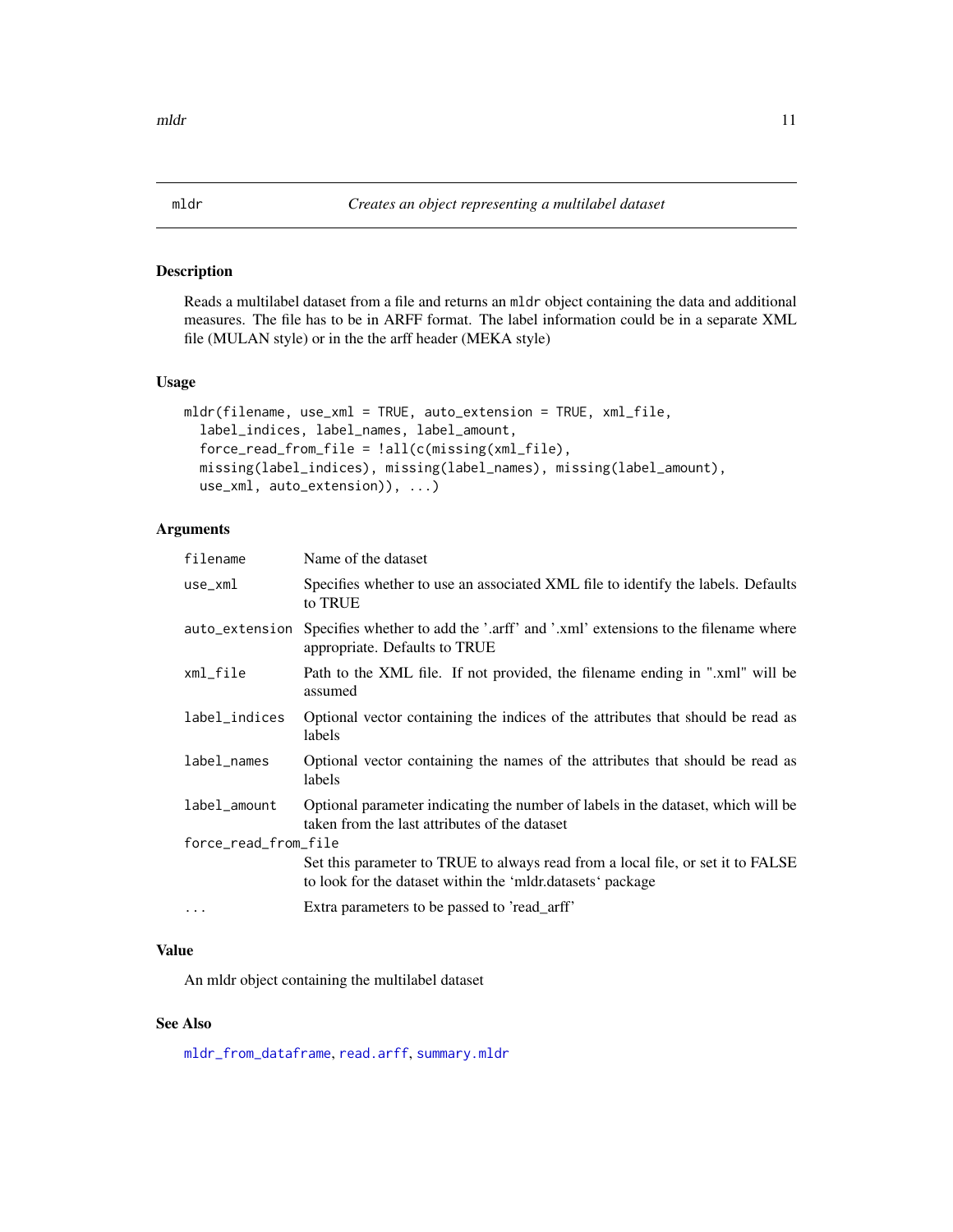# mldr — *Creates an object representing a multilabel dataset*

## Description

Reads a multilabel dataset from a file and returns an `mldr` object containing the data and additional measures. The file has to be in ARFF format. The label information could be in a separate XML file (MULAN style) or in the the arff header (MEKA style)

## Usage

```
mldr(filename, use_xml = TRUE, auto_extension = TRUE, xml_file,
  label_indices, label_names, label_amount,
  force_read_from_file = !all(c(missing(xml_file),
  missing(label_indices), missing(label_names), missing(label_amount),
  use_xml, auto_extension)), ...)
```

## Arguments

| | |
|---|---|
| `filename` | Name of the dataset |
| `use_xml` | Specifies whether to use an associated XML file to identify the labels. Defaults to TRUE |
| `auto_extension` | Specifies whether to add the '.arff' and '.xml' extensions to the filename where appropriate. Defaults to TRUE |
| `xml_file` | Path to the XML file. If not provided, the filename ending in ".xml" will be assumed |
| `label_indices` | Optional vector containing the indices of the attributes that should be read as labels |
| `label_names` | Optional vector containing the names of the attributes that should be read as labels |
| `label_amount` | Optional parameter indicating the number of labels in the dataset, which will be taken from the last attributes of the dataset |
| `force_read_from_file` | Set this parameter to TRUE to always read from a local file, or set it to FALSE to look for the dataset within the 'mldr.datasets' package |
| `...` | Extra parameters to be passed to 'read_arff' |

## Value

An mldr object containing the multilabel dataset

## See Also

`mldr_from_dataframe`, `read.arff`, `summary.mldr`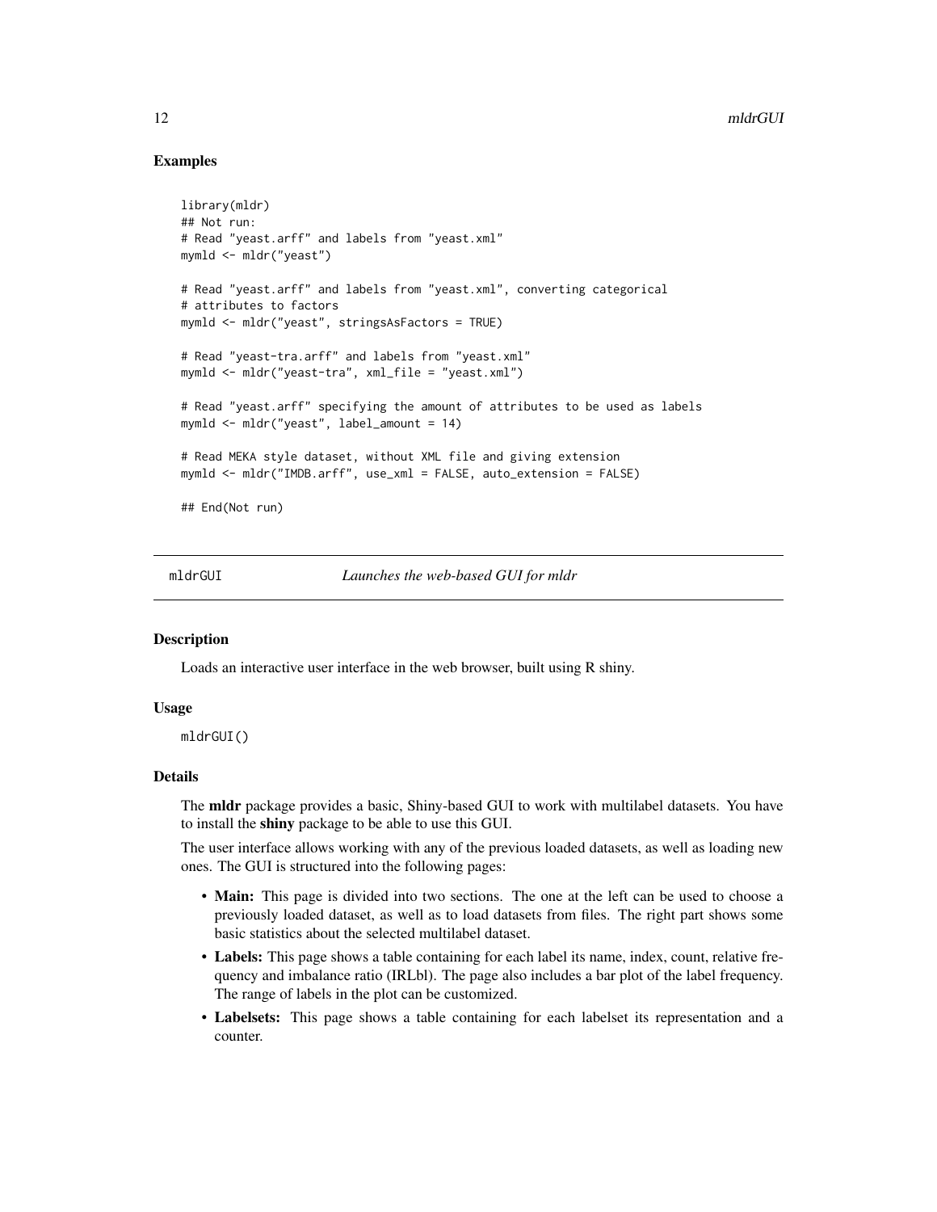## Examples

```
library(mldr)
## Not run:
# Read "yeast.arff" and labels from "yeast.xml"
mymld <- mldr("yeast")

# Read "yeast.arff" and labels from "yeast.xml", converting categorical
# attributes to factors
mymld <- mldr("yeast", stringsAsFactors = TRUE)

# Read "yeast-tra.arff" and labels from "yeast.xml"
mymld <- mldr("yeast-tra", xml_file = "yeast.xml")

# Read "yeast.arff" specifying the amount of attributes to be used as labels
mymld <- mldr("yeast", label_amount = 14)

# Read MEKA style dataset, without XML file and giving extension
mymld <- mldr("IMDB.arff", use_xml = FALSE, auto_extension = FALSE)

## End(Not run)
```

---

# mldrGUI — *Launches the web-based GUI for mldr*

## Description

Loads an interactive user interface in the web browser, built using R shiny.

## Usage

```
mldrGUI()
```

## Details

The **mldr** package provides a basic, Shiny-based GUI to work with multilabel datasets. You have to install the **shiny** package to be able to use this GUI.

The user interface allows working with any of the previous loaded datasets, as well as loading new ones. The GUI is structured into the following pages:

- **Main:** This page is divided into two sections. The one at the left can be used to choose a previously loaded dataset, as well as to load datasets from files. The right part shows some basic statistics about the selected multilabel dataset.
- **Labels:** This page shows a table containing for each label its name, index, count, relative frequency and imbalance ratio (IRLbl). The page also includes a bar plot of the label frequency. The range of labels in the plot can be customized.
- **Labelsets:** This page shows a table containing for each labelset its representation and a counter.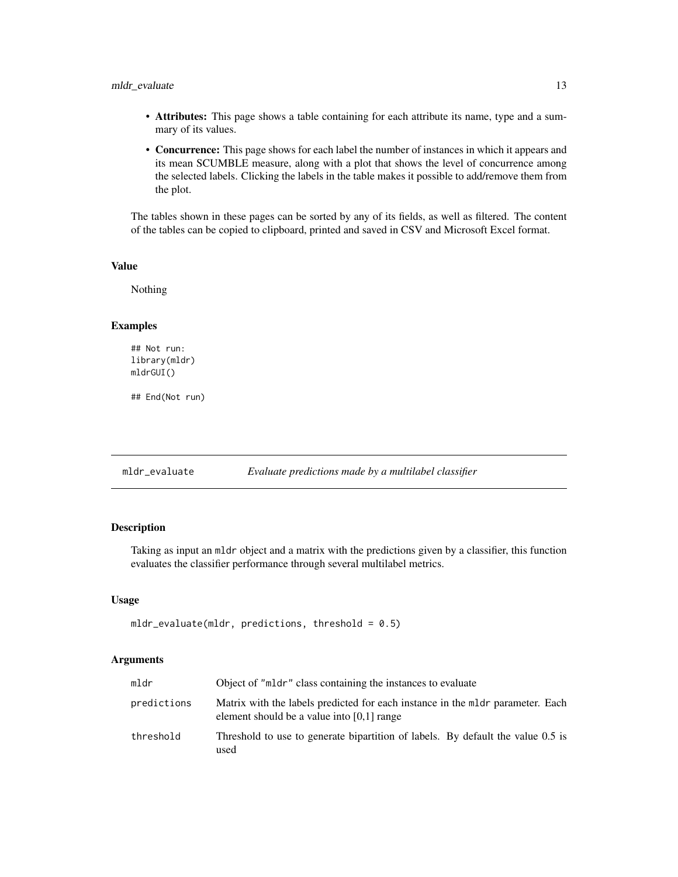- **Attributes:** This page shows a table containing for each attribute its name, type and a summary of its values.
- **Concurrence:** This page shows for each label the number of instances in which it appears and its mean SCUMBLE measure, along with a plot that shows the level of concurrence among the selected labels. Clicking the labels in the table makes it possible to add/remove them from the plot.

The tables shown in these pages can be sorted by any of its fields, as well as filtered. The content of the tables can be copied to clipboard, printed and saved in CSV and Microsoft Excel format.

### Value

Nothing

### Examples

```
## Not run:
library(mldr)
mldrGUI()

## End(Not run)
```

## mldr_evaluate — *Evaluate predictions made by a multilabel classifier*

### Description

Taking as input an `mldr` object and a matrix with the predictions given by a classifier, this function evaluates the classifier performance through several multilabel metrics.

### Usage

```
mldr_evaluate(mldr, predictions, threshold = 0.5)
```

### Arguments

| | |
|---|---|
| mldr | Object of "mldr" class containing the instances to evaluate |
| predictions | Matrix with the labels predicted for each instance in the mldr parameter. Each element should be a value into [0,1] range |
| threshold | Threshold to use to generate bipartition of labels. By default the value 0.5 is used |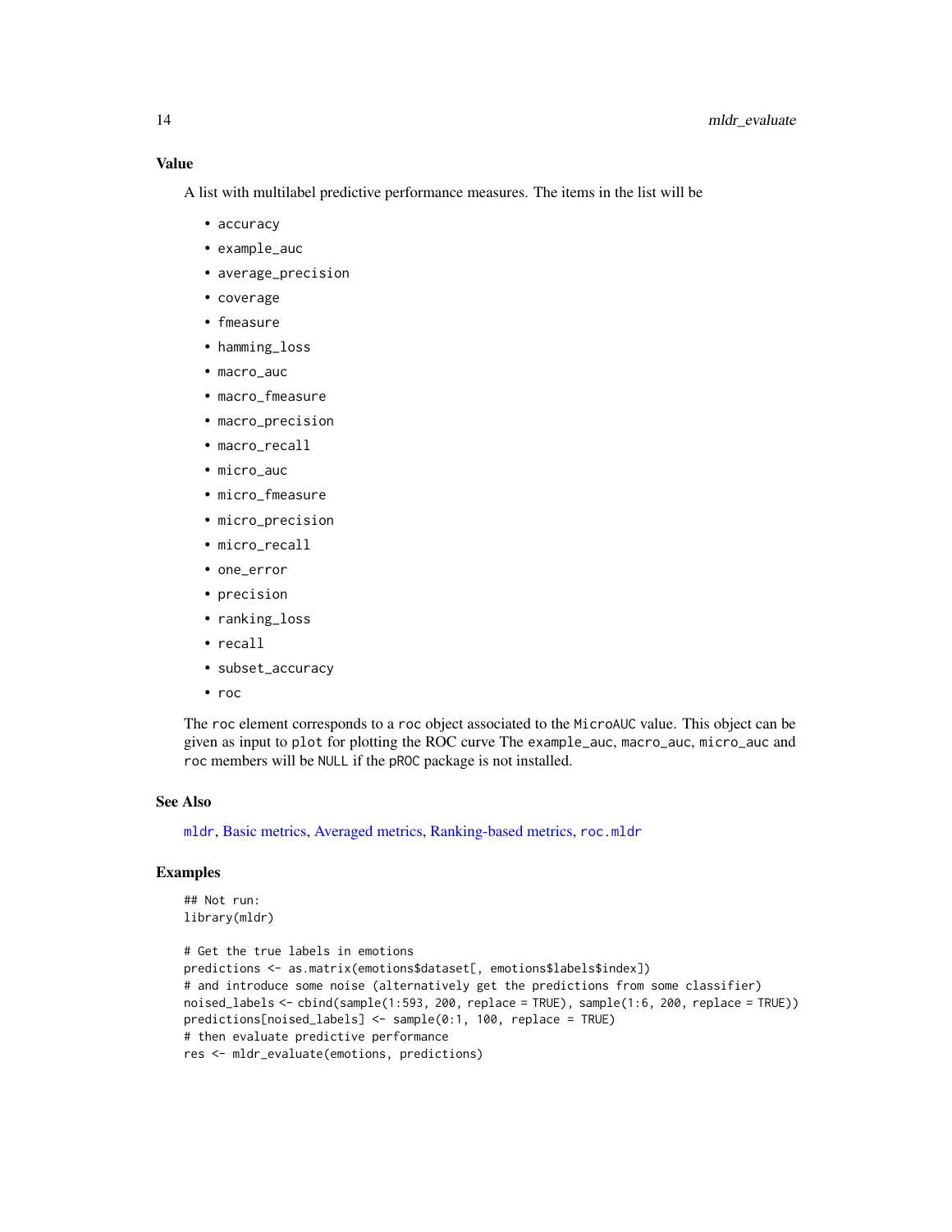### Value

A list with multilabel predictive performance measures. The items in the list will be

- accuracy
- example_auc
- average_precision
- coverage
- fmeasure
- hamming_loss
- macro_auc
- macro_fmeasure
- macro_precision
- macro_recall
- micro_auc
- micro_fmeasure
- micro_precision
- micro_recall
- one_error
- precision
- ranking_loss
- recall
- subset_accuracy
- roc

The roc element corresponds to a roc object associated to the MicroAUC value. This object can be given as input to plot for plotting the ROC curve The example_auc, macro_auc, micro_auc and roc members will be NULL if the pROC package is not installed.

### See Also

mldr, Basic metrics, Averaged metrics, Ranking-based metrics, roc.mldr

### Examples

```
## Not run:
library(mldr)

# Get the true labels in emotions
predictions <- as.matrix(emotions$dataset[, emotions$labels$index])
# and introduce some noise (alternatively get the predictions from some classifier)
noised_labels <- cbind(sample(1:593, 200, replace = TRUE), sample(1:6, 200, replace = TRUE))
predictions[noised_labels] <- sample(0:1, 100, replace = TRUE)
# then evaluate predictive performance
res <- mldr_evaluate(emotions, predictions)
```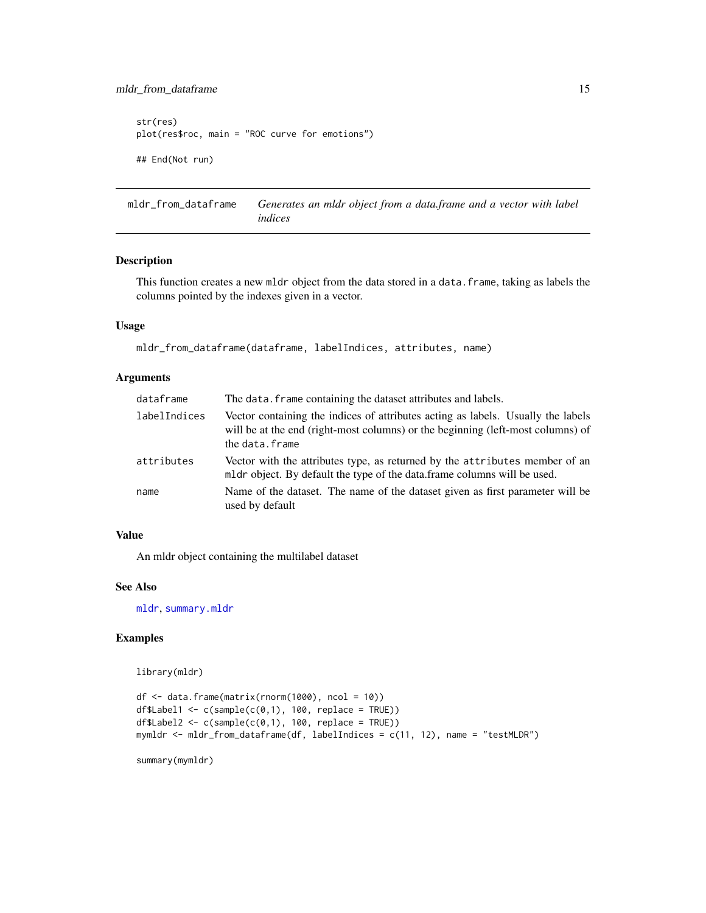```
str(res)
plot(res$roc, main = "ROC curve for emotions")

## End(Not run)
```

## mldr_from_dataframe — *Generates an mldr object from a data.frame and a vector with label indices*

### Description

This function creates a new `mldr` object from the data stored in a `data.frame`, taking as labels the columns pointed by the indexes given in a vector.

### Usage

```
mldr_from_dataframe(dataframe, labelIndices, attributes, name)
```

### Arguments

| | |
|---|---|
| `dataframe` | The `data.frame` containing the dataset attributes and labels. |
| `labelIndices` | Vector containing the indices of attributes acting as labels. Usually the labels will be at the end (right-most columns) or the beginning (left-most columns) of the `data.frame` |
| `attributes` | Vector with the attributes type, as returned by the `attributes` member of an `mldr` object. By default the type of the data.frame columns will be used. |
| `name` | Name of the dataset. The name of the dataset given as first parameter will be used by default |

### Value

An mldr object containing the multilabel dataset

### See Also

`mldr`, `summary.mldr`

### Examples

```
library(mldr)

df <- data.frame(matrix(rnorm(1000), ncol = 10))
df$Label1 <- c(sample(c(0,1), 100, replace = TRUE))
df$Label2 <- c(sample(c(0,1), 100, replace = TRUE))
mymldr <- mldr_from_dataframe(df, labelIndices = c(11, 12), name = "testMLDR")

summary(mymldr)
```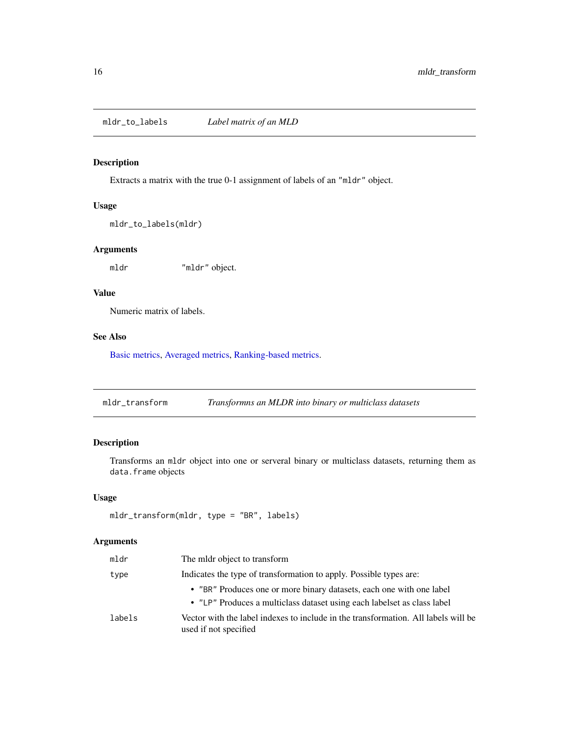## mldr_to_labels *Label matrix of an MLD*

### Description

Extracts a matrix with the true 0-1 assignment of labels of an "mldr" object.

### Usage

```
mldr_to_labels(mldr)
```

### Arguments

| | |
|---|---|
| mldr | "mldr" object. |

### Value

Numeric matrix of labels.

### See Also

Basic metrics, Averaged metrics, Ranking-based metrics.

## mldr_transform *Transformns an MLDR into binary or multiclass datasets*

### Description

Transforms an `mldr` object into one or serveral binary or multiclass datasets, returning them as `data.frame` objects

### Usage

```
mldr_transform(mldr, type = "BR", labels)
```

### Arguments

| | |
|---|---|
| mldr | The mldr object to transform |
| type | Indicates the type of transformation to apply. Possible types are: <br>• "BR" Produces one or more binary datasets, each one with one label <br>• "LP" Produces a multiclass dataset using each labelset as class label |
| labels | Vector with the label indexes to include in the transformation. All labels will be used if not specified |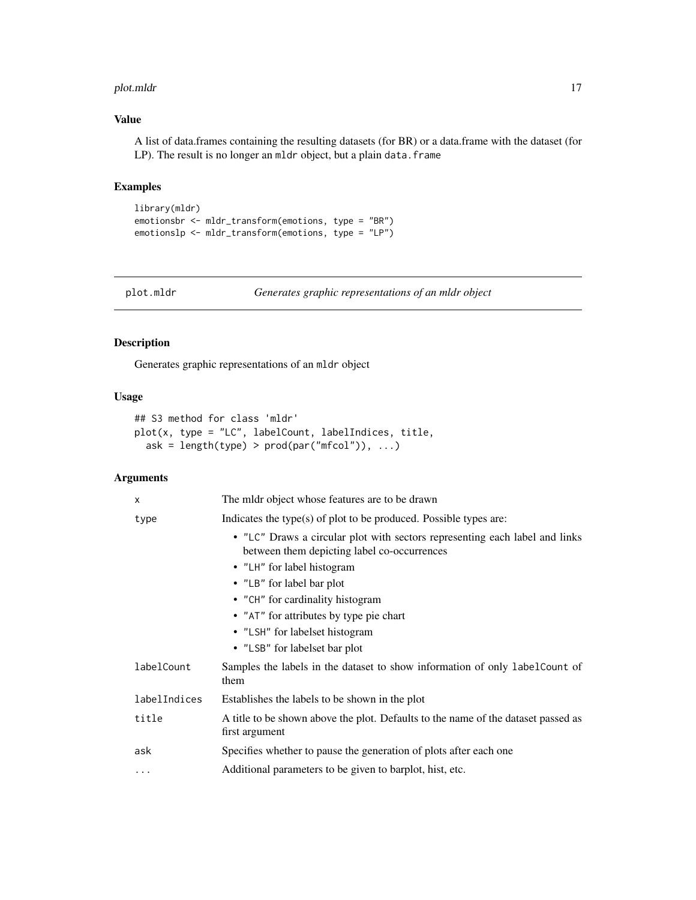## Value

A list of data.frames containing the resulting datasets (for BR) or a data.frame with the dataset (for LP). The result is no longer an `mldr` object, but a plain `data.frame`

## Examples

```
library(mldr)
emotionsbr <- mldr_transform(emotions, type = "BR")
emotionslp <- mldr_transform(emotions, type = "LP")
```

---

# plot.mldr    *Generates graphic representations of an mldr object*

---

## Description

Generates graphic representations of an `mldr` object

## Usage

```
## S3 method for class 'mldr'
plot(x, type = "LC", labelCount, labelIndices, title,
  ask = length(type) > prod(par("mfcol")), ...)
```

## Arguments

| | |
|---|---|
| x | The mldr object whose features are to be drawn |
| type | Indicates the type(s) of plot to be produced. Possible types are:<br>• "LC" Draws a circular plot with sectors representing each label and links between them depicting label co-occurrences<br>• "LH" for label histogram<br>• "LB" for label bar plot<br>• "CH" for cardinality histogram<br>• "AT" for attributes by type pie chart<br>• "LSH" for labelset histogram<br>• "LSB" for labelset bar plot |
| labelCount | Samples the labels in the dataset to show information of only `labelCount` of them |
| labelIndices | Establishes the labels to be shown in the plot |
| title | A title to be shown above the plot. Defaults to the name of the dataset passed as first argument |
| ask | Specifies whether to pause the generation of plots after each one |
| ... | Additional parameters to be given to barplot, hist, etc. |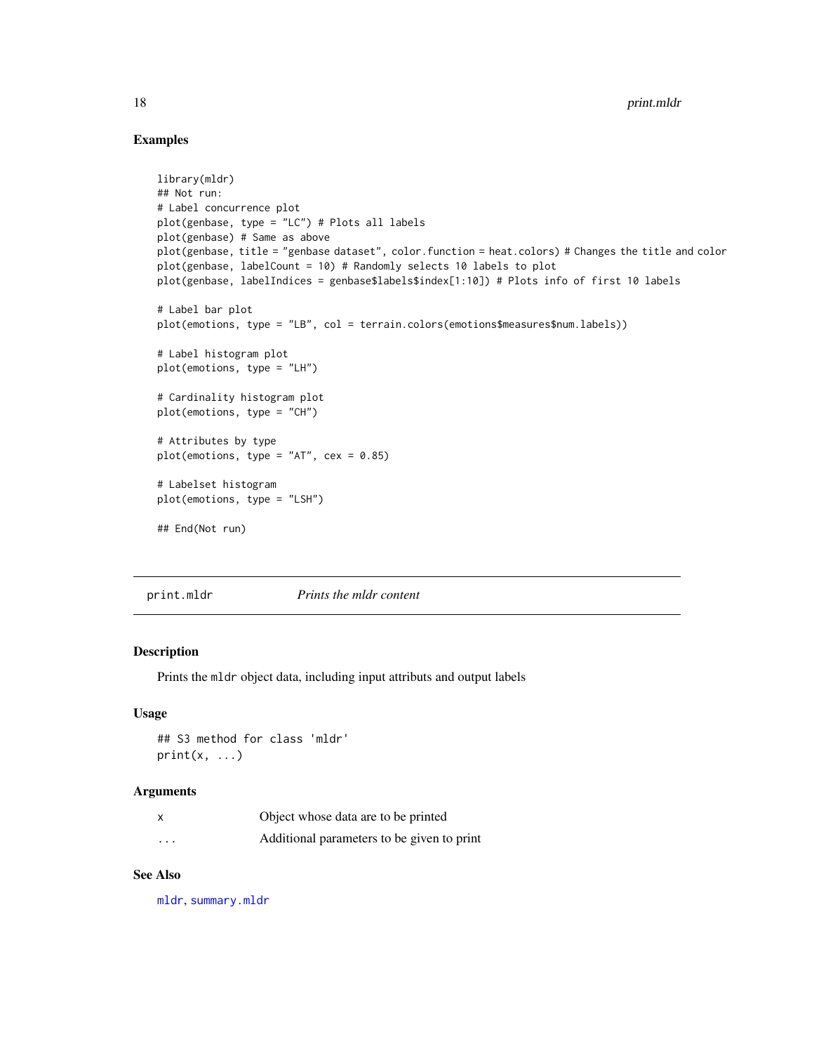### Examples

```
library(mldr)
## Not run:
# Label concurrence plot
plot(genbase, type = "LC") # Plots all labels
plot(genbase) # Same as above
plot(genbase, title = "genbase dataset", color.function = heat.colors) # Changes the title and color
plot(genbase, labelCount = 10) # Randomly selects 10 labels to plot
plot(genbase, labelIndices = genbase$labels$index[1:10]) # Plots info of first 10 labels

# Label bar plot
plot(emotions, type = "LB", col = terrain.colors(emotions$measures$num.labels))

# Label histogram plot
plot(emotions, type = "LH")

# Cardinality histogram plot
plot(emotions, type = "CH")

# Attributes by type
plot(emotions, type = "AT", cex = 0.85)

# Labelset histogram
plot(emotions, type = "LSH")

## End(Not run)
```

---

## print.mldr    *Prints the mldr content*

### Description

Prints the `mldr` object data, including input attributs and output labels

### Usage

```
## S3 method for class 'mldr'
print(x, ...)
```

### Arguments

| | |
|---|---|
| x | Object whose data are to be printed |
| ... | Additional parameters to be given to print |

### See Also

mldr, summary.mldr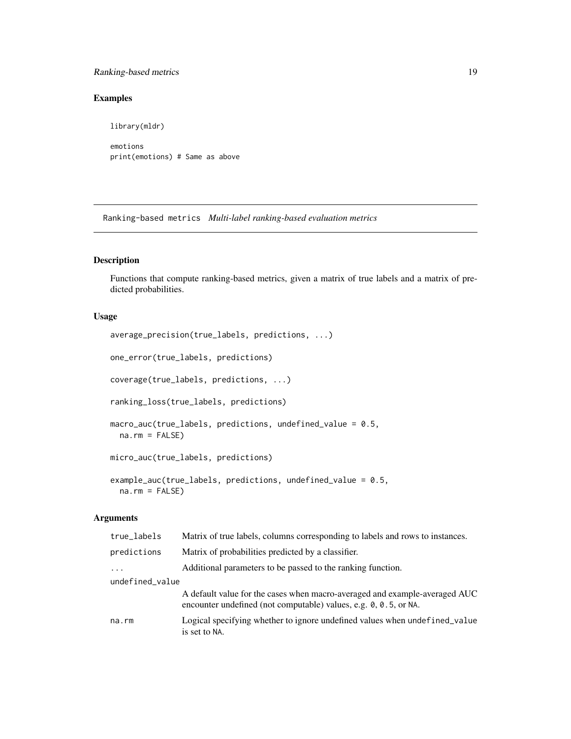## Examples

```
library(mldr)

emotions
print(emotions) # Same as above
```

---

Ranking-based metrics *Multi-label ranking-based evaluation metrics*

---

## Description

Functions that compute ranking-based metrics, given a matrix of true labels and a matrix of predicted probabilities.

## Usage

```
average_precision(true_labels, predictions, ...)

one_error(true_labels, predictions)

coverage(true_labels, predictions, ...)

ranking_loss(true_labels, predictions)

macro_auc(true_labels, predictions, undefined_value = 0.5,
  na.rm = FALSE)

micro_auc(true_labels, predictions)

example_auc(true_labels, predictions, undefined_value = 0.5,
  na.rm = FALSE)
```

## Arguments

| | |
|---|---|
| true_labels | Matrix of true labels, columns corresponding to labels and rows to instances. |
| predictions | Matrix of probabilities predicted by a classifier. |
| ... | Additional parameters to be passed to the ranking function. |
| undefined_value | A default value for the cases when macro-averaged and example-averaged AUC encounter undefined (not computable) values, e.g. 0, 0.5, or NA. |
| na.rm | Logical specifying whether to ignore undefined values when undefined_value is set to NA. |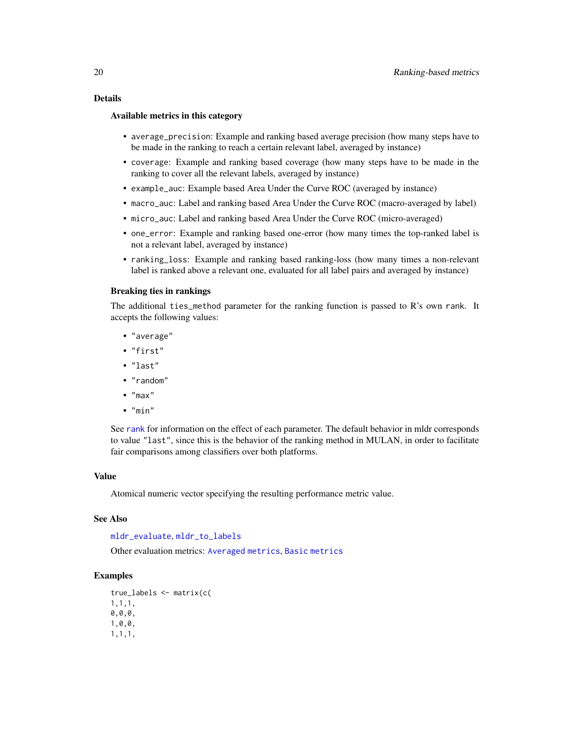### Details

#### Available metrics in this category

- `average_precision`: Example and ranking based average precision (how many steps have to be made in the ranking to reach a certain relevant label, averaged by instance)
- `coverage`: Example and ranking based coverage (how many steps have to be made in the ranking to cover all the relevant labels, averaged by instance)
- `example_auc`: Example based Area Under the Curve ROC (averaged by instance)
- `macro_auc`: Label and ranking based Area Under the Curve ROC (macro-averaged by label)
- `micro_auc`: Label and ranking based Area Under the Curve ROC (micro-averaged)
- `one_error`: Example and ranking based one-error (how many times the top-ranked label is not a relevant label, averaged by instance)
- `ranking_loss`: Example and ranking based ranking-loss (how many times a non-relevant label is ranked above a relevant one, evaluated for all label pairs and averaged by instance)

#### Breaking ties in rankings

The additional `ties_method` parameter for the ranking function is passed to R's own `rank`. It accepts the following values:

- `"average"`
- `"first"`
- `"last"`
- `"random"`
- `"max"`
- `"min"`

See `rank` for information on the effect of each parameter. The default behavior in mldr corresponds to value `"last"`, since this is the behavior of the ranking method in MULAN, in order to facilitate fair comparisons among classifiers over both platforms.

### Value

Atomical numeric vector specifying the resulting performance metric value.

### See Also

`mldr_evaluate`, `mldr_to_labels`

Other evaluation metrics: `Averaged metrics`, `Basic metrics`

### Examples

```
true_labels <- matrix(c(
1,1,1,
0,0,0,
1,0,0,
1,1,1,
```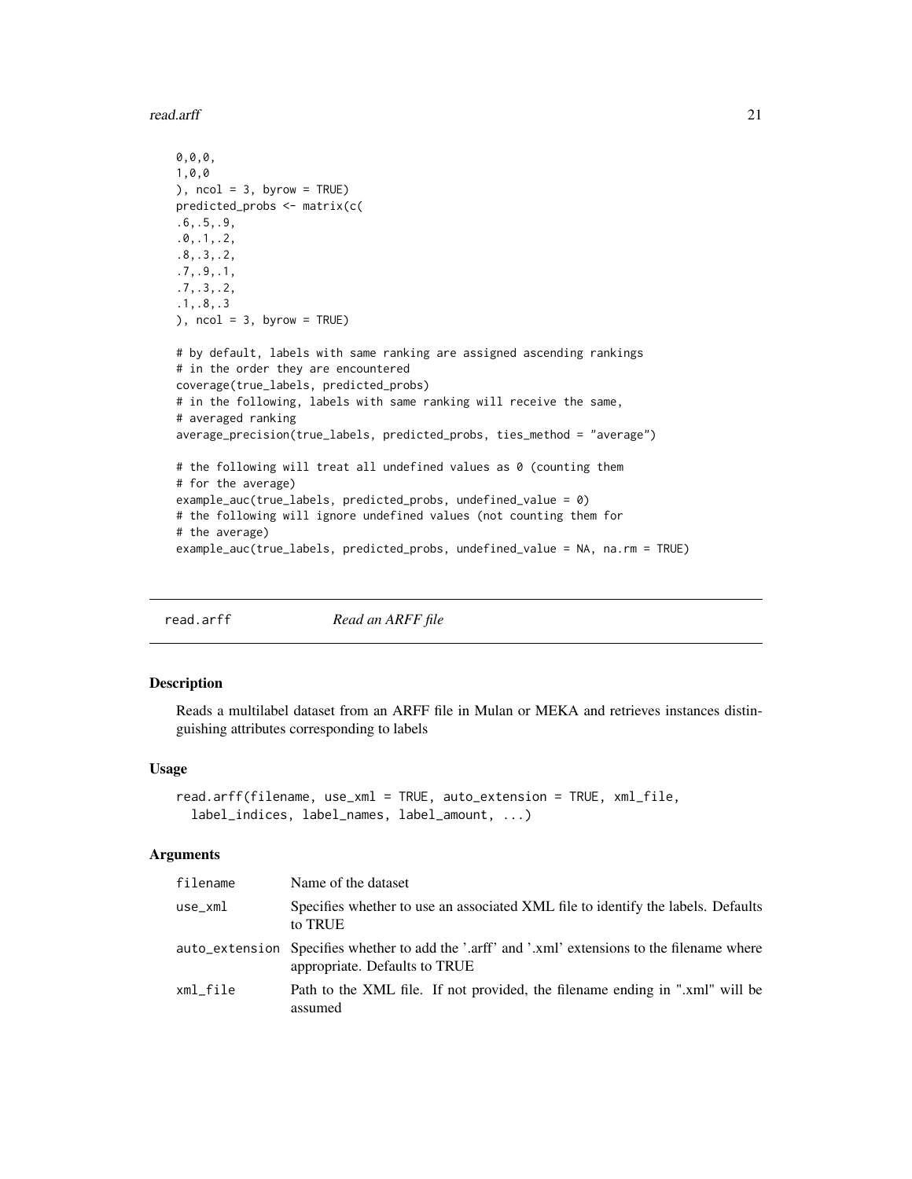```
0,0,0,
1,0,0
), ncol = 3, byrow = TRUE)
predicted_probs <- matrix(c(
.6,.5,.9,
.0,.1,.2,
.8,.3,.2,
.7,.9,.1,
.7,.3,.2,
.1,.8,.3
), ncol = 3, byrow = TRUE)

# by default, labels with same ranking are assigned ascending rankings
# in the order they are encountered
coverage(true_labels, predicted_probs)
# in the following, labels with same ranking will receive the same,
# averaged ranking
average_precision(true_labels, predicted_probs, ties_method = "average")

# the following will treat all undefined values as 0 (counting them
# for the average)
example_auc(true_labels, predicted_probs, undefined_value = 0)
# the following will ignore undefined values (not counting them for
# the average)
example_auc(true_labels, predicted_probs, undefined_value = NA, na.rm = TRUE)
```

## read.arff *Read an ARFF file*

### Description

Reads a multilabel dataset from an ARFF file in Mulan or MEKA and retrieves instances distinguishing attributes corresponding to labels

### Usage

```
read.arff(filename, use_xml = TRUE, auto_extension = TRUE, xml_file,
  label_indices, label_names, label_amount, ...)
```

### Arguments

| | |
|---|---|
| filename | Name of the dataset |
| use_xml | Specifies whether to use an associated XML file to identify the labels. Defaults to TRUE |
| auto_extension | Specifies whether to add the '.arff' and '.xml' extensions to the filename where appropriate. Defaults to TRUE |
| xml_file | Path to the XML file. If not provided, the filename ending in ".xml" will be assumed |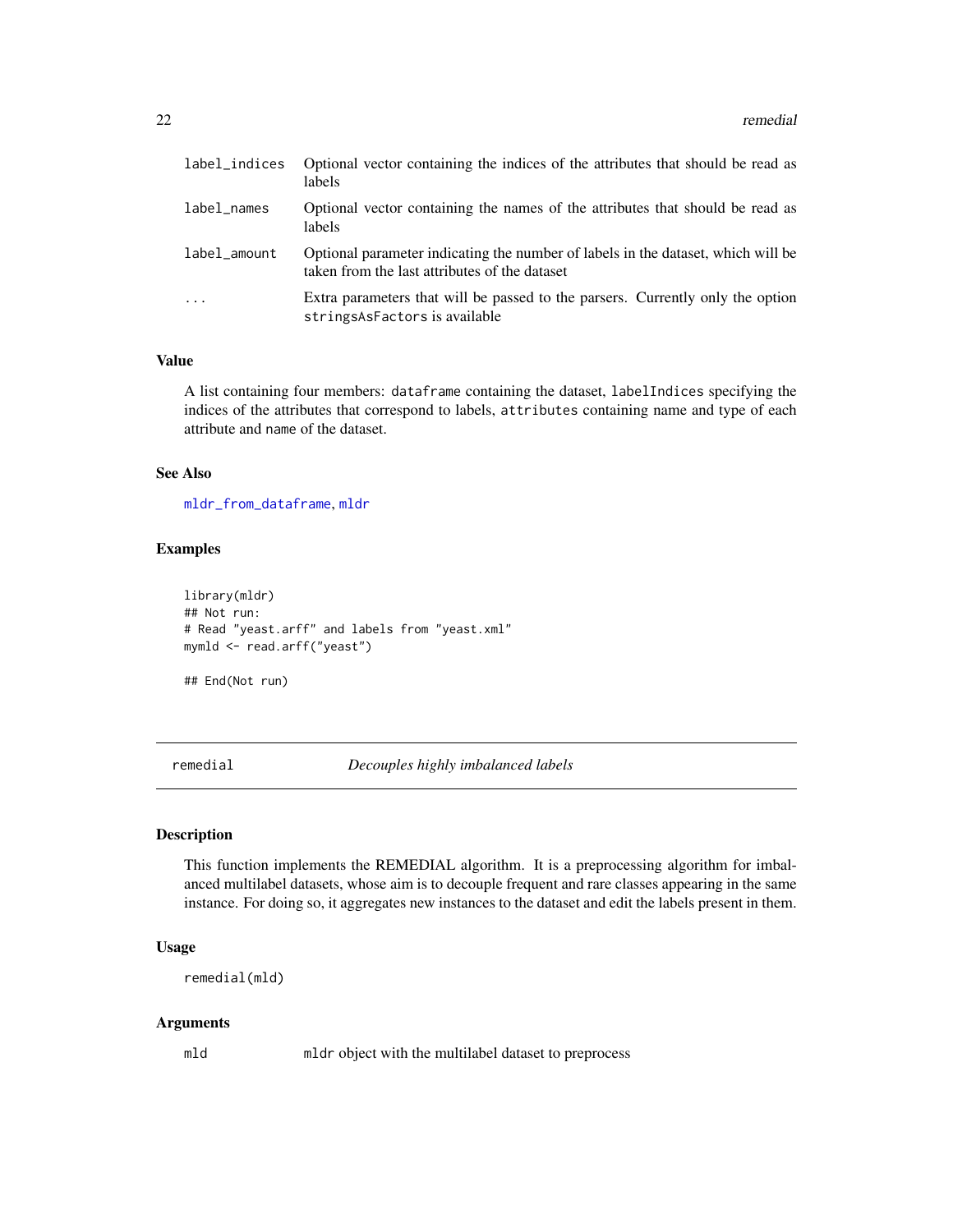| | |
|---|---|
| label_indices | Optional vector containing the indices of the attributes that should be read as labels |
| label_names | Optional vector containing the names of the attributes that should be read as labels |
| label_amount | Optional parameter indicating the number of labels in the dataset, which will be taken from the last attributes of the dataset |
| ... | Extra parameters that will be passed to the parsers. Currently only the option stringsAsFactors is available |

### Value

A list containing four members: dataframe containing the dataset, labelIndices specifying the indices of the attributes that correspond to labels, attributes containing name and type of each attribute and name of the dataset.

### See Also

mldr_from_dataframe, mldr

### Examples

```
library(mldr)
## Not run:
# Read "yeast.arff" and labels from "yeast.xml"
mymld <- read.arff("yeast")

## End(Not run)
```

---

## remedial *Decouples highly imbalanced labels*

### Description

This function implements the REMEDIAL algorithm. It is a preprocessing algorithm for imbalanced multilabel datasets, whose aim is to decouple frequent and rare classes appearing in the same instance. For doing so, it aggregates new instances to the dataset and edit the labels present in them.

### Usage

```
remedial(mld)
```

### Arguments

| | |
|---|---|
| mld | mldr object with the multilabel dataset to preprocess |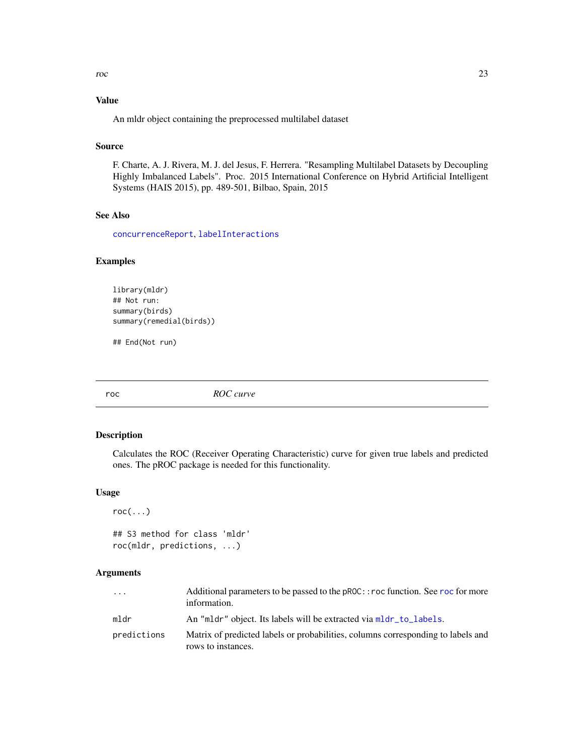### Value

An mldr object containing the preprocessed multilabel dataset

### Source

F. Charte, A. J. Rivera, M. J. del Jesus, F. Herrera. "Resampling Multilabel Datasets by Decoupling Highly Imbalanced Labels". Proc. 2015 International Conference on Hybrid Artificial Intelligent Systems (HAIS 2015), pp. 489-501, Bilbao, Spain, 2015

### See Also

concurrenceReport, labelInteractions

### Examples

```
library(mldr)
## Not run:
summary(birds)
summary(remedial(birds))

## End(Not run)
```

---

## roc — *ROC curve*

### Description

Calculates the ROC (Receiver Operating Characteristic) curve for given true labels and predicted ones. The pROC package is needed for this functionality.

### Usage

```
roc(...)

## S3 method for class 'mldr'
roc(mldr, predictions, ...)
```

### Arguments

| | |
|---|---|
| ... | Additional parameters to be passed to the pROC::roc function. See roc for more information. |
| mldr | An "mldr" object. Its labels will be extracted via mldr_to_labels. |
| predictions | Matrix of predicted labels or probabilities, columns corresponding to labels and rows to instances. |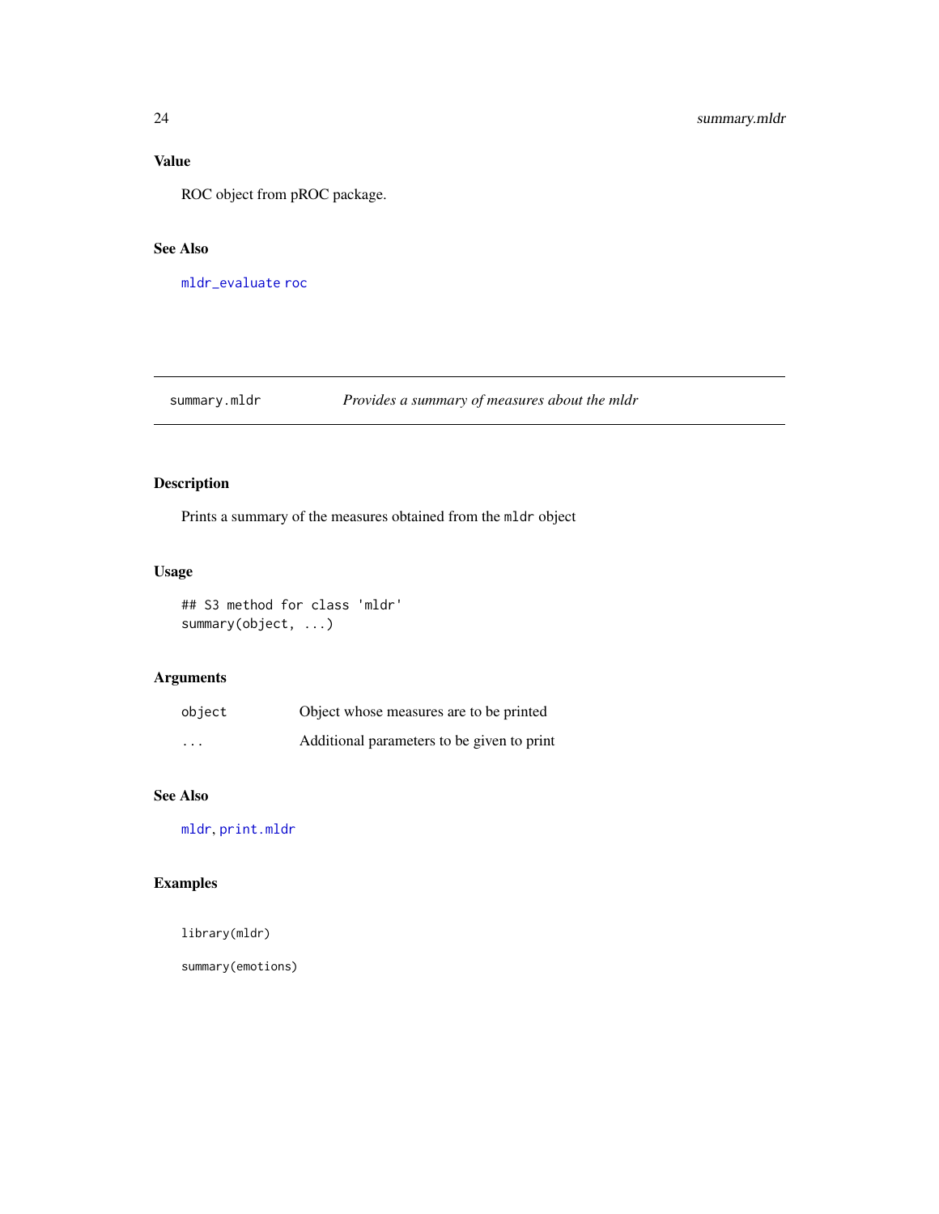## Value

ROC object from pROC package.

## See Also

mldr_evaluate roc

---

# summary.mldr    *Provides a summary of measures about the mldr*

---

## Description

Prints a summary of the measures obtained from the `mldr` object

## Usage

```
## S3 method for class 'mldr'
summary(object, ...)
```

## Arguments

| | |
|---|---|
| `object` | Object whose measures are to be printed |
| `...` | Additional parameters to be given to print |

## See Also

mldr, print.mldr

## Examples

```
library(mldr)

summary(emotions)
```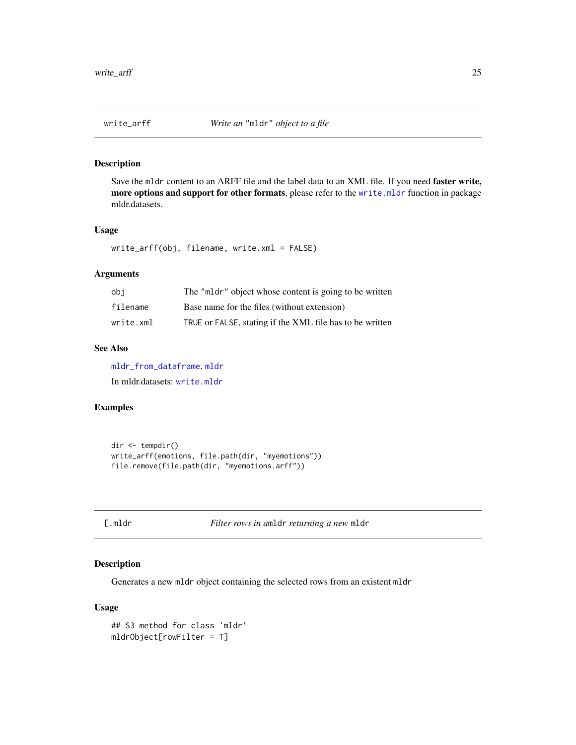## write_arff — *Write an "mldr" object to a file*

### Description

Save the mldr content to an ARFF file and the label data to an XML file. If you need **faster write, more options and support for other formats**, please refer to the write.mldr function in package mldr.datasets.

### Usage

```
write_arff(obj, filename, write.xml = FALSE)
```

### Arguments

| | |
|---|---|
| obj | The "mldr" object whose content is going to be written |
| filename | Base name for the files (without extension) |
| write.xml | TRUE or FALSE, stating if the XML file has to be written |

### See Also

mldr_from_dataframe, mldr

In mldr.datasets: write.mldr

### Examples

```
dir <- tempdir()
write_arff(emotions, file.path(dir, "myemotions"))
file.remove(file.path(dir, "myemotions.arff"))
```

## [.mldr — *Filter rows in a*mldr *returning a new* mldr

### Description

Generates a new mldr object containing the selected rows from an existent mldr

### Usage

```
## S3 method for class 'mldr'
mldrObject[rowFilter = T]
```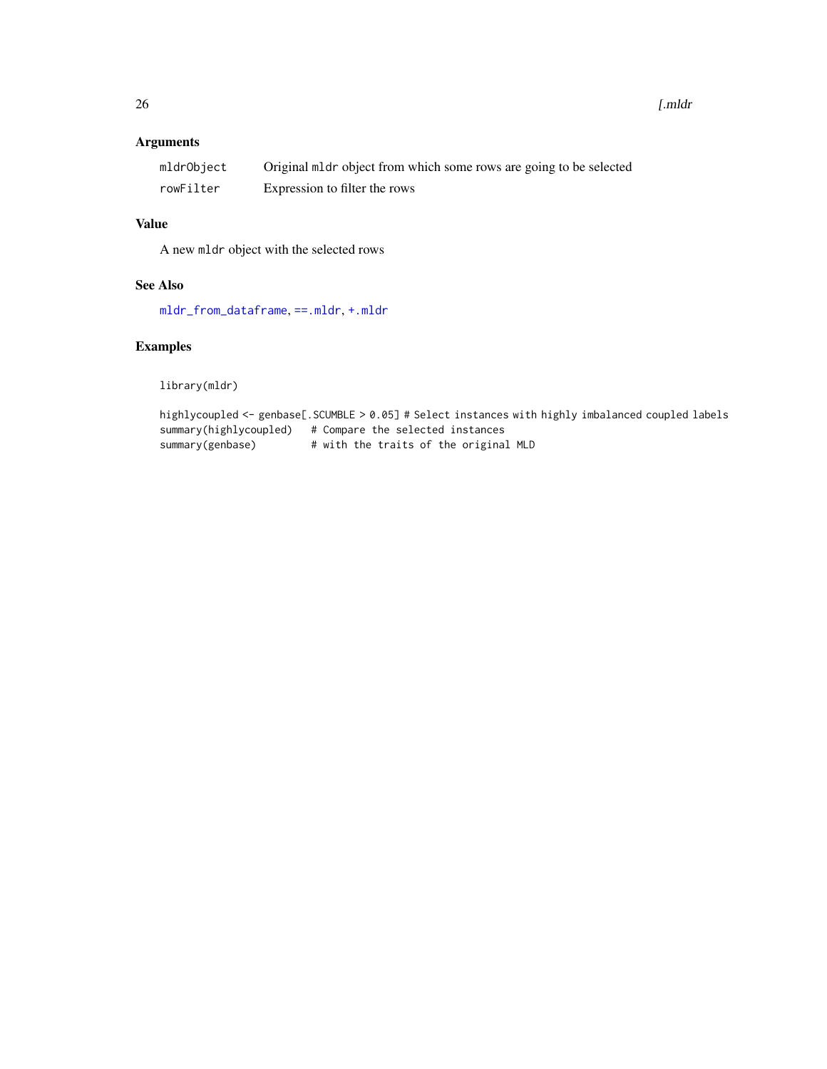## Arguments

| | |
|---|---|
| `mldrObject` | Original `mldr` object from which some rows are going to be selected |
| `rowFilter` | Expression to filter the rows |

## Value

A new `mldr` object with the selected rows

## See Also

`mldr_from_dataframe`, `==.mldr`, `+.mldr`

## Examples

```
library(mldr)

highlycoupled <- genbase[.SCUMBLE > 0.05] # Select instances with highly imbalanced coupled labels
summary(highlycoupled)   # Compare the selected instances
summary(genbase)         # with the traits of the original MLD
```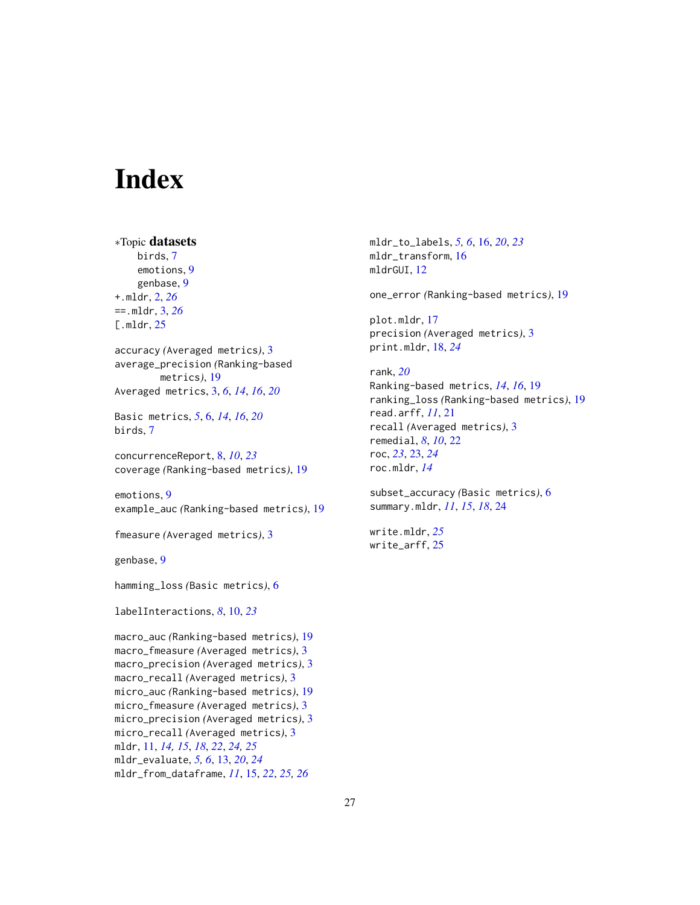# Index

∗Topic **datasets**
- birds, 7
- emotions, 9
- genbase, 9

+.mldr, 2, *26*
==.mldr, 3, *26*
[.mldr, 25

accuracy *(*Averaged metrics*)*, 3
average_precision *(*Ranking-based metrics*)*, 19
Averaged metrics, 3, *6*, *14*, *16*, *20*

Basic metrics, *5*, 6, *14*, *16*, *20*
birds, 7

concurrenceReport, 8, *10*, *23*
coverage *(*Ranking-based metrics*)*, 19

emotions, 9
example_auc *(*Ranking-based metrics*)*, 19

fmeasure *(*Averaged metrics*)*, 3

genbase, 9

hamming_loss *(*Basic metrics*)*, 6

labelInteractions, *8*, 10, *23*

macro_auc *(*Ranking-based metrics*)*, 19
macro_fmeasure *(*Averaged metrics*)*, 3
macro_precision *(*Averaged metrics*)*, 3
macro_recall *(*Averaged metrics*)*, 3
micro_auc *(*Ranking-based metrics*)*, 19
micro_fmeasure *(*Averaged metrics*)*, 3
micro_precision *(*Averaged metrics*)*, 3
micro_recall *(*Averaged metrics*)*, 3
mldr, 11, *14, 15*, *18*, *22*, *24, 25*
mldr_evaluate, *5, 6*, 13, *20*, *24*
mldr_from_dataframe, *11*, 15, *22*, *25, 26*
mldr_to_labels, *5, 6*, 16, *20*, *23*
mldr_transform, 16
mldrGUI, 12

one_error *(*Ranking-based metrics*)*, 19

plot.mldr, 17
precision *(*Averaged metrics*)*, 3
print.mldr, 18, *24*

rank, *20*
Ranking-based metrics, *14*, *16*, 19
ranking_loss *(*Ranking-based metrics*)*, 19
read.arff, *11*, 21
recall *(*Averaged metrics*)*, 3
remedial, *8*, *10*, 22
roc, *23*, 23, *24*
roc.mldr, *14*

subset_accuracy *(*Basic metrics*)*, 6
summary.mldr, *11*, *15*, *18*, 24

write.mldr, *25*
write_arff, 25